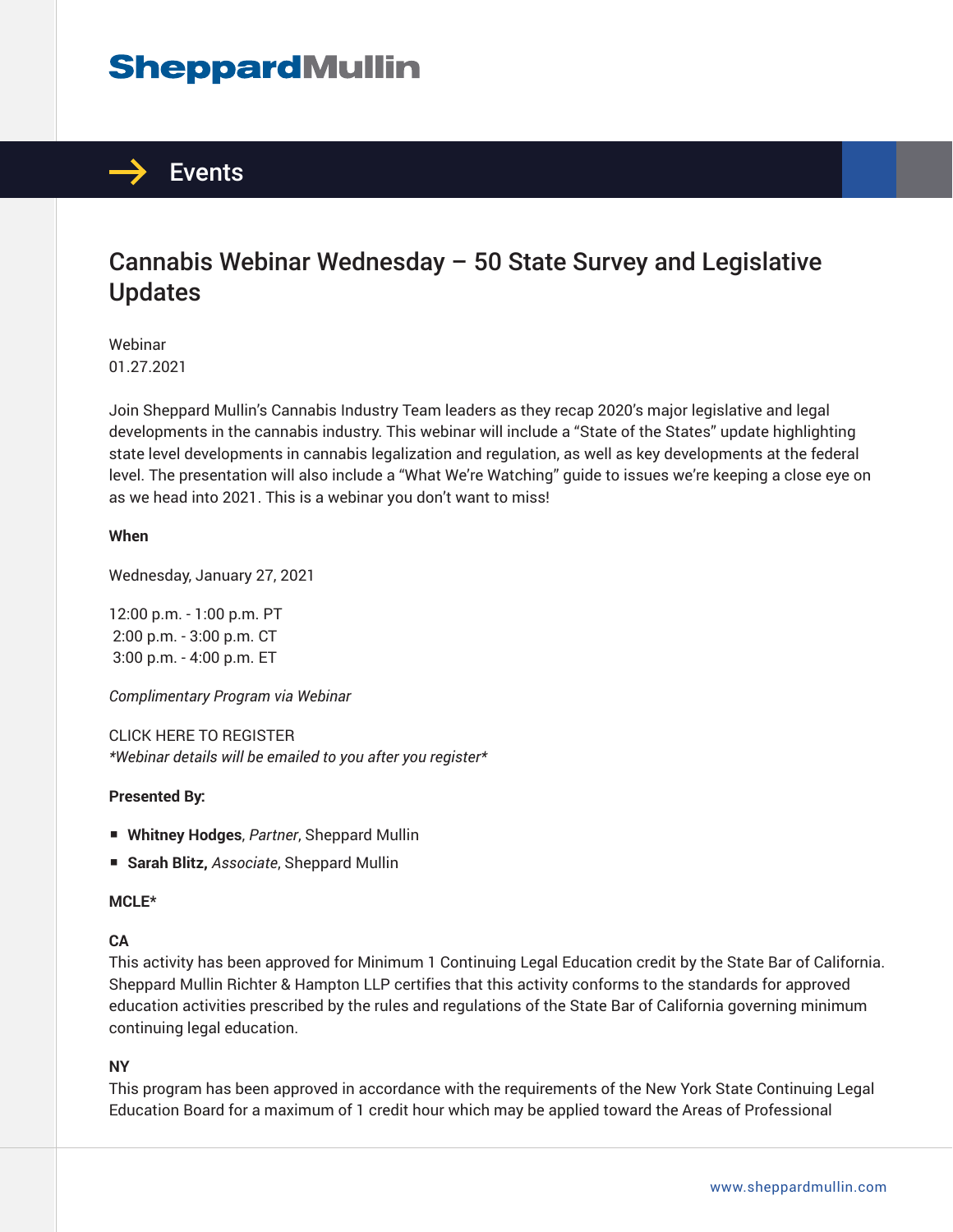# Sheppard Mullin

## Events

# Cannabis Webinar Wednesday – 50 State Survey and Legislative Updates

Webinar
01.27.2021

Join Sheppard Mullin's Cannabis Industry Team leaders as they recap 2020's major legislative and legal developments in the cannabis industry. This webinar will include a "State of the States" update highlighting state level developments in cannabis legalization and regulation, as well as key developments at the federal level. The presentation will also include a "What We're Watching" guide to issues we're keeping a close eye on as we head into 2021. This is a webinar you don't want to miss!

**When**

Wednesday, January 27, 2021

12:00 p.m. - 1:00 p.m. PT
2:00 p.m. - 3:00 p.m. CT
3:00 p.m. - 4:00 p.m. ET

*Complimentary Program via Webinar*

CLICK HERE TO REGISTER
*\*Webinar details will be emailed to you after you register\**

**Presented By:**

- **Whitney Hodges**, *Partner*, Sheppard Mullin
- **Sarah Blitz,** *Associate*, Sheppard Mullin

**MCLE\***

**CA**
This activity has been approved for Minimum 1 Continuing Legal Education credit by the State Bar of California. Sheppard Mullin Richter & Hampton LLP certifies that this activity conforms to the standards for approved education activities prescribed by the rules and regulations of the State Bar of California governing minimum continuing legal education.

**NY**
This program has been approved in accordance with the requirements of the New York State Continuing Legal Education Board for a maximum of 1 credit hour which may be applied toward the Areas of Professional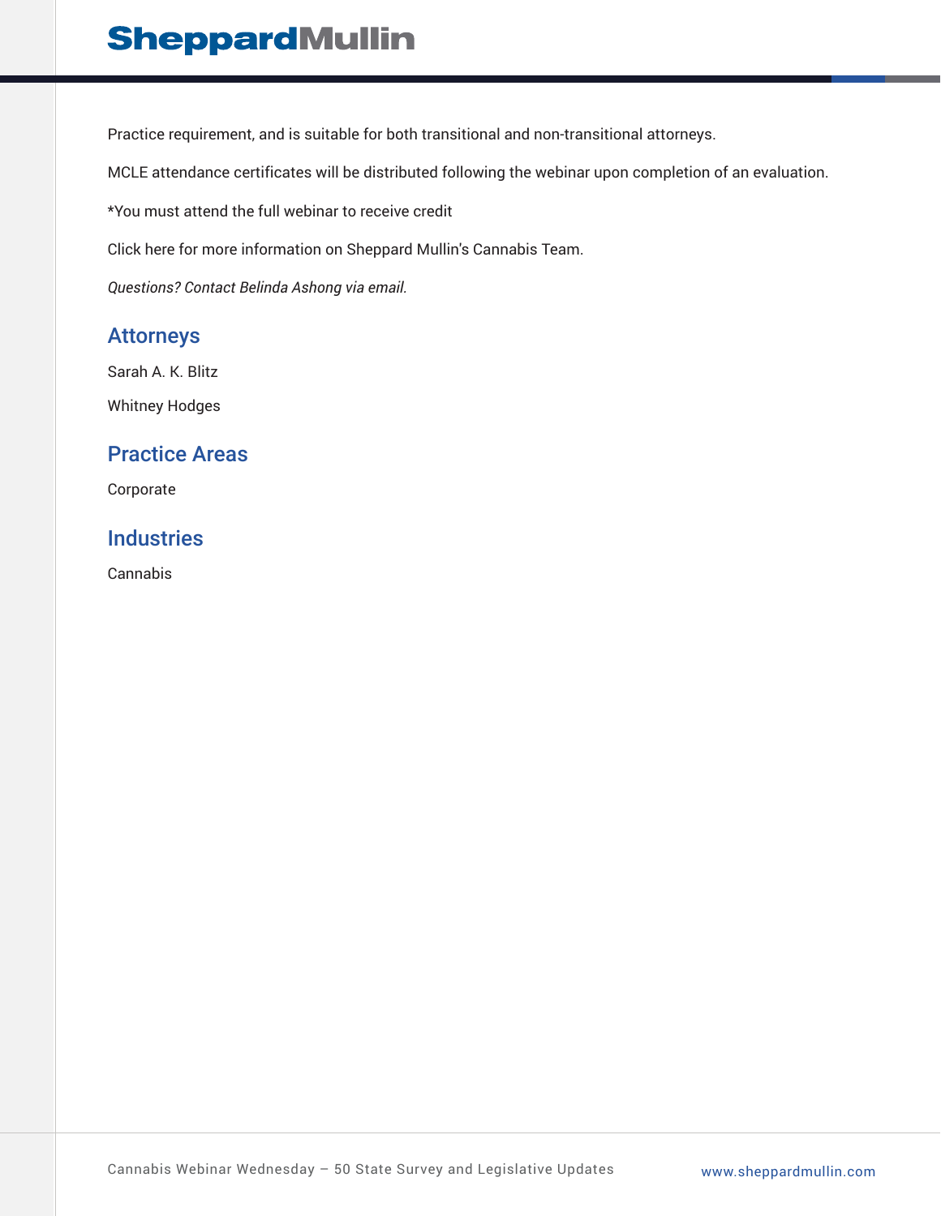Practice requirement, and is suitable for both transitional and non-transitional attorneys.

MCLE attendance certificates will be distributed following the webinar upon completion of an evaluation.

*You must attend the full webinar to receive credit

Click here for more information on Sheppard Mullin's Cannabis Team.

*Questions? Contact Belinda Ashong via email.*

## Attorneys

Sarah A. K. Blitz

Whitney Hodges

## Practice Areas

Corporate

## Industries

Cannabis